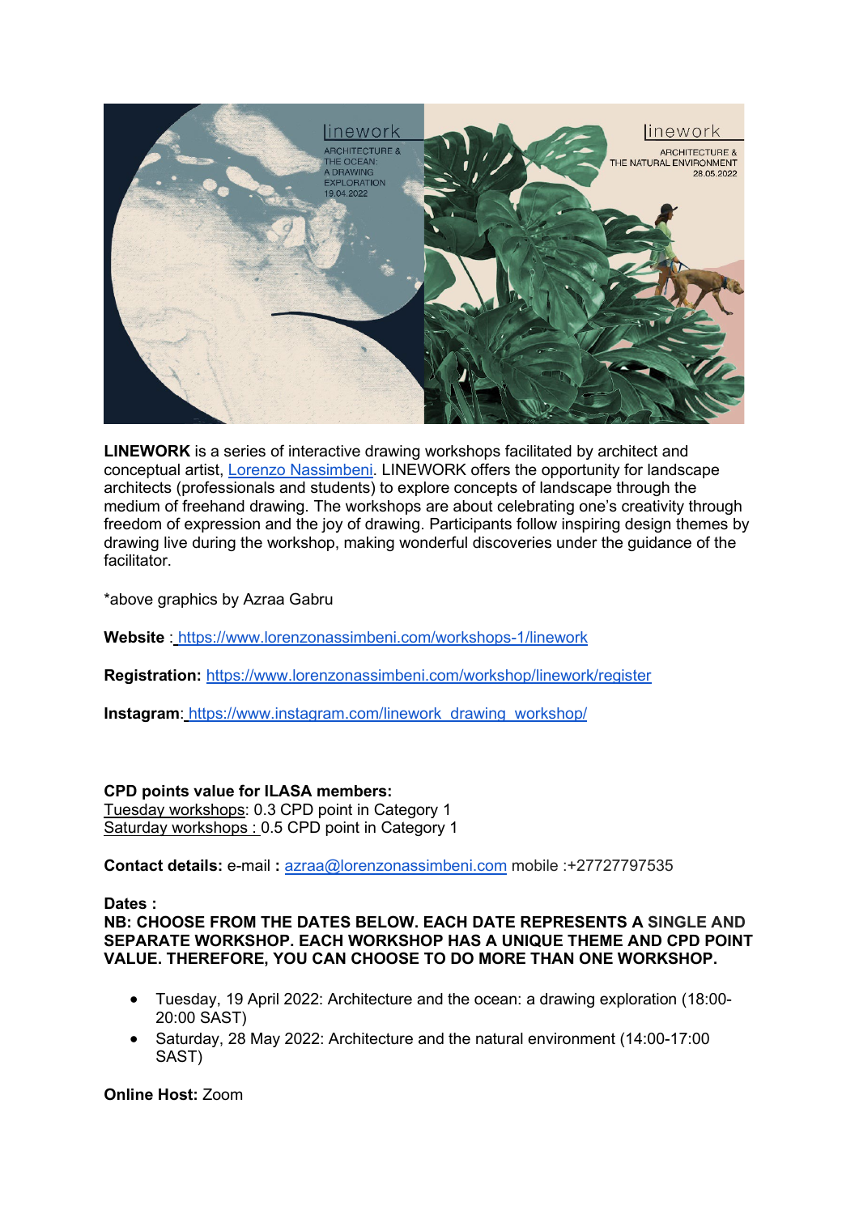**LINEWORK** is a series of interactive drawing workshops facilitated by architect and conceptual artist, [Lorenzo Nassimbeni](). LINEWORK offers the opportunity for landscape architects (professionals and students) to explore concepts of landscape through the medium of freehand drawing. The workshops are about celebrating one's creativity through freedom of expression and the joy of drawing. Participants follow inspiring design themes by drawing live during the workshop, making wonderful discoveries under the guidance of the facilitator.

*above graphics by Azraa Gabru

**Website** : https://www.lorenzonassimbeni.com/workshops-1/linework

**Registration:** https://www.lorenzonassimbeni.com/workshop/linework/register

**Instagram**: https://www.instagram.com/linework_drawing_workshop/

**CPD points value for ILASA members:**
Tuesday workshops: 0.3 CPD point in Category 1
Saturday workshops : 0.5 CPD point in Category 1

**Contact details:** e-mail **:** azraa@lorenzonassimbeni.com mobile :+27727797535

**Dates :**
**NB: CHOOSE FROM THE DATES BELOW. EACH DATE REPRESENTS A SINGLE AND SEPARATE WORKSHOP. EACH WORKSHOP HAS A UNIQUE THEME AND CPD POINT VALUE. THEREFORE, YOU CAN CHOOSE TO DO MORE THAN ONE WORKSHOP.**

- Tuesday, 19 April 2022: Architecture and the ocean: a drawing exploration (18:00-20:00 SAST)
- Saturday, 28 May 2022: Architecture and the natural environment (14:00-17:00 SAST)

**Online Host:** Zoom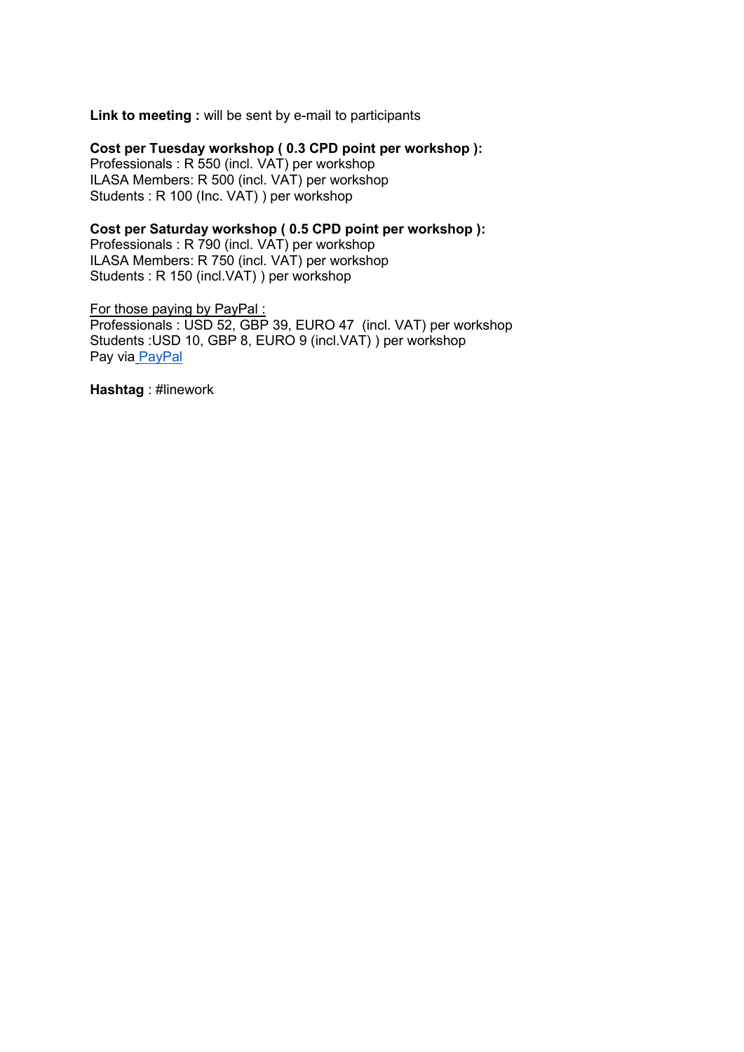**Link to meeting :** will be sent by e-mail to participants

**Cost per Tuesday workshop ( 0.3 CPD point per workshop ):**
Professionals : R 550 (incl. VAT) per workshop
ILASA Members: R 500 (incl. VAT) per workshop
Students : R 100 (Inc. VAT) ) per workshop

**Cost per Saturday workshop ( 0.5 CPD point per workshop ):**
Professionals : R 790 (incl. VAT) per workshop
ILASA Members: R 750 (incl. VAT) per workshop
Students : R 150 (incl.VAT) ) per workshop

For those paying by PayPal :
Professionals : USD 52, GBP 39, EURO 47 (incl. VAT) per workshop
Students :USD 10, GBP 8, EURO 9 (incl.VAT) ) per workshop
Pay via PayPal

**Hashtag** : #linework